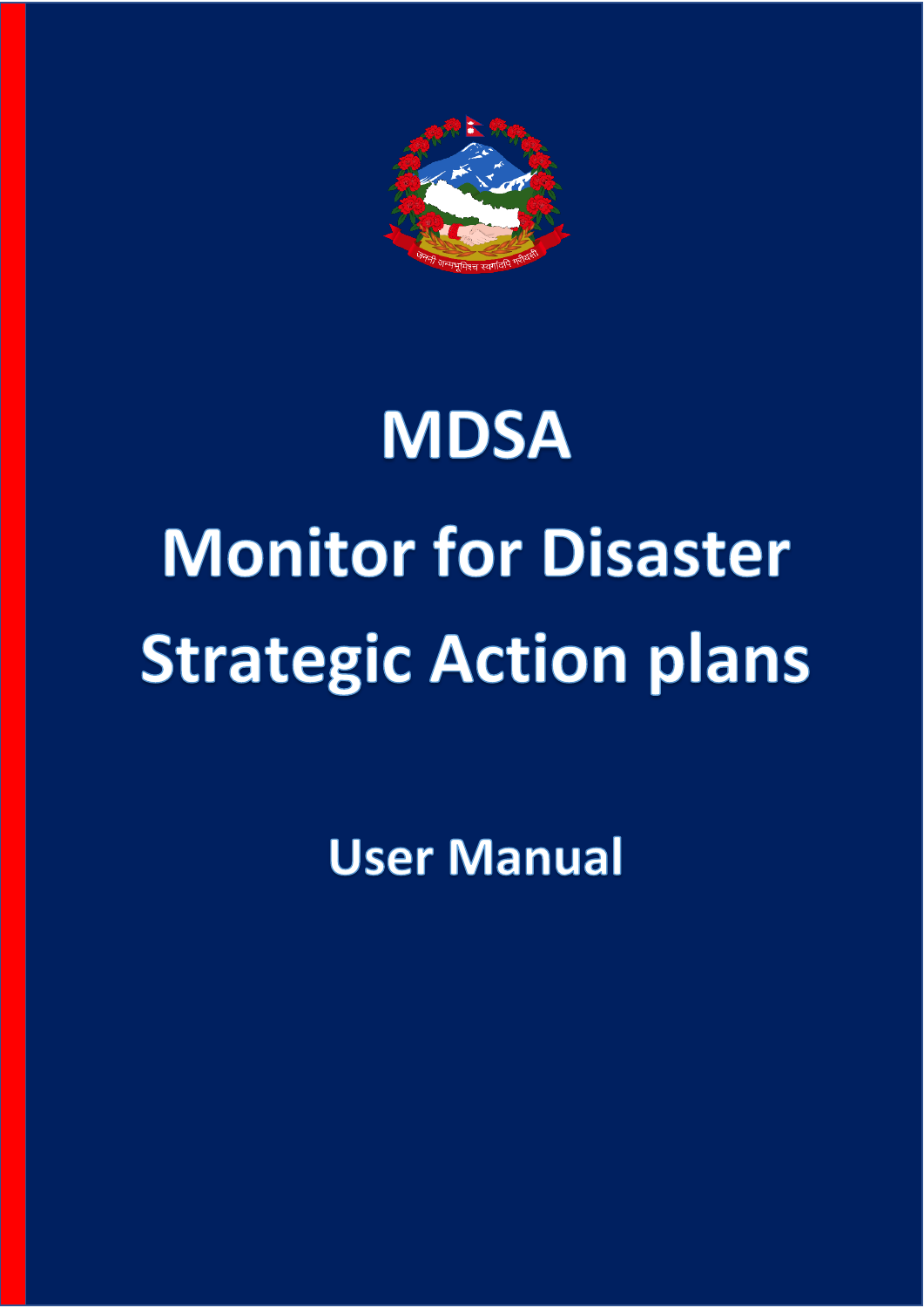# MDSA

# Monitor for Disaster Strategic Action plans

## User Manual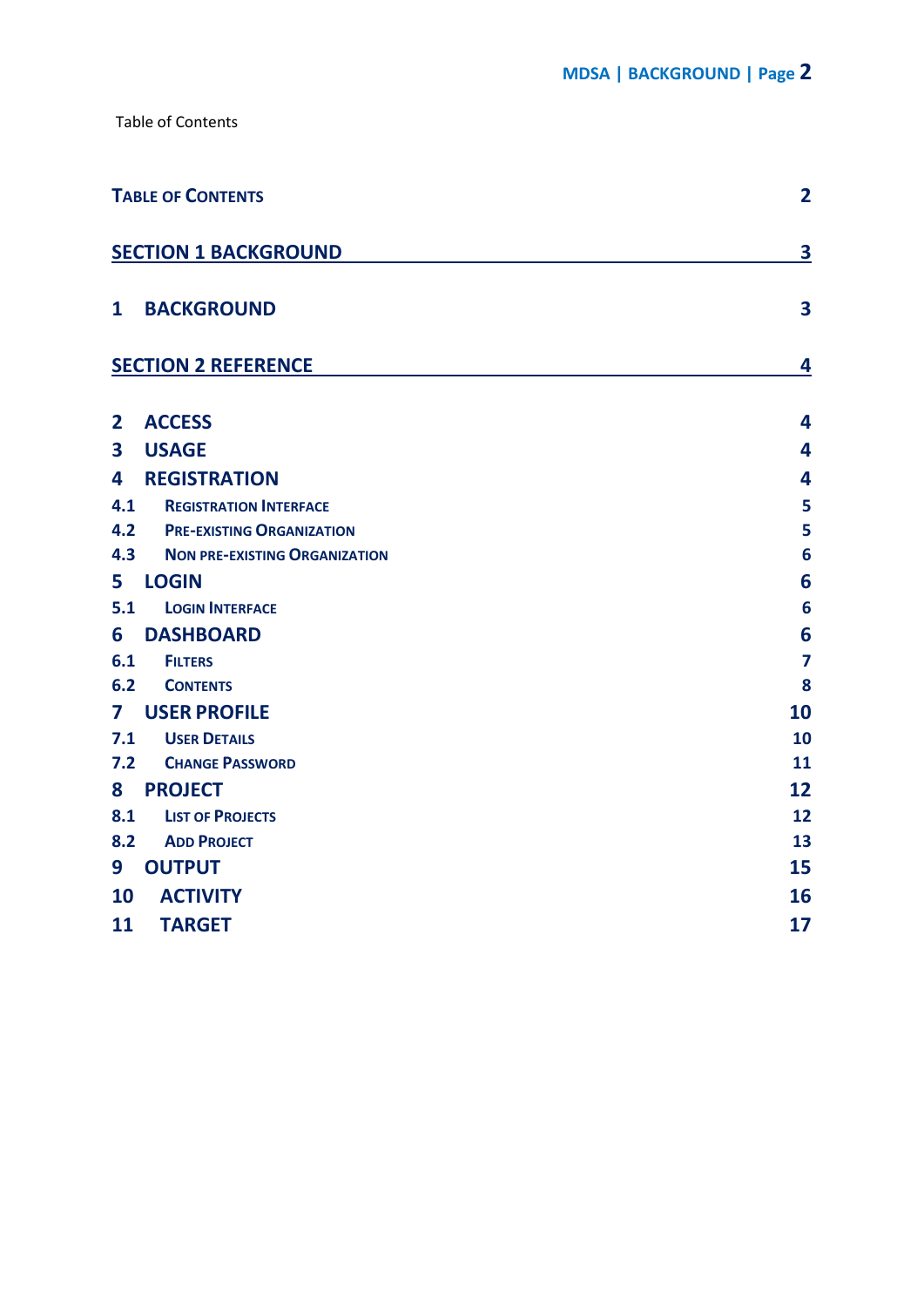Table of Contents

| | | |
|---|---|---|
| **TABLE OF CONTENTS** | | **2** |
| **SECTION 1 BACKGROUND** | | **3** |
| **1** | **BACKGROUND** | **3** |
| **SECTION 2 REFERENCE** | | **4** |
| **2** | **ACCESS** | **4** |
| **3** | **USAGE** | **4** |
| **4** | **REGISTRATION** | **4** |
| **4.1** | **REGISTRATION INTERFACE** | **5** |
| **4.2** | **PRE-EXISTING ORGANIZATION** | **5** |
| **4.3** | **NON PRE-EXISTING ORGANIZATION** | **6** |
| **5** | **LOGIN** | **6** |
| **5.1** | **LOGIN INTERFACE** | **6** |
| **6** | **DASHBOARD** | **6** |
| **6.1** | **FILTERS** | **7** |
| **6.2** | **CONTENTS** | **8** |
| **7** | **USER PROFILE** | **10** |
| **7.1** | **USER DETAILS** | **10** |
| **7.2** | **CHANGE PASSWORD** | **11** |
| **8** | **PROJECT** | **12** |
| **8.1** | **LIST OF PROJECTS** | **12** |
| **8.2** | **ADD PROJECT** | **13** |
| **9** | **OUTPUT** | **15** |
| **10** | **ACTIVITY** | **16** |
| **11** | **TARGET** | **17** |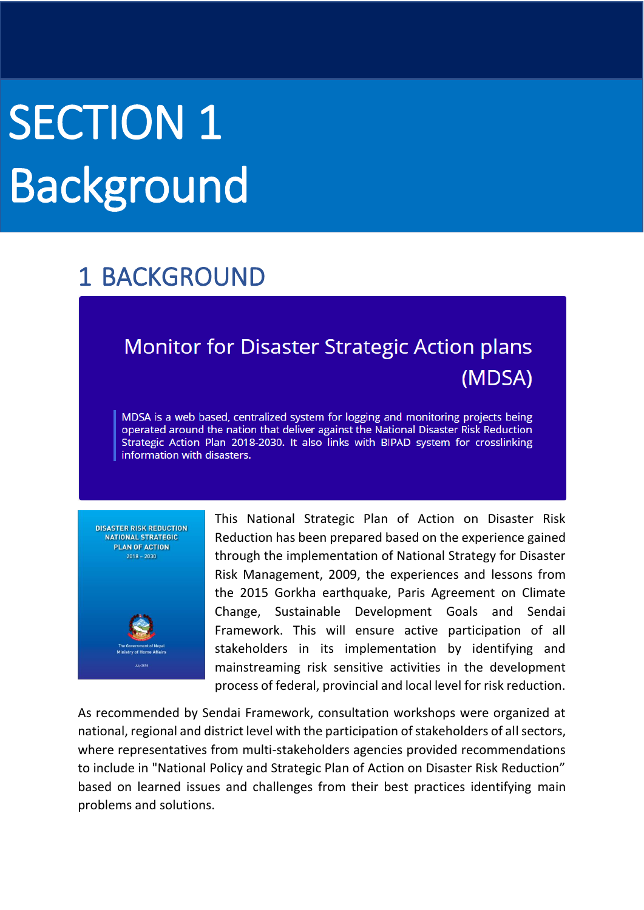# SECTION 1
# Background

## 1 BACKGROUND

### Monitor for Disaster Strategic Action plans (MDSA)

MDSA is a web based, centralized system for logging and monitoring projects being operated around the nation that deliver against the National Disaster Risk Reduction Strategic Action Plan 2018-2030. It also links with BIPAD system for crosslinking information with disasters.

DISASTER RISK REDUCTION NATIONAL STRATEGIC PLAN OF ACTION 2018 – 2030

The Government of Nepal Ministry of Home Affairs

This National Strategic Plan of Action on Disaster Risk Reduction has been prepared based on the experience gained through the implementation of National Strategy for Disaster Risk Management, 2009, the experiences and lessons from the 2015 Gorkha earthquake, Paris Agreement on Climate Change, Sustainable Development Goals and Sendai Framework. This will ensure active participation of all stakeholders in its implementation by identifying and mainstreaming risk sensitive activities in the development process of federal, provincial and local level for risk reduction.

As recommended by Sendai Framework, consultation workshops were organized at national, regional and district level with the participation of stakeholders of all sectors, where representatives from multi-stakeholders agencies provided recommendations to include in "National Policy and Strategic Plan of Action on Disaster Risk Reduction" based on learned issues and challenges from their best practices identifying main problems and solutions.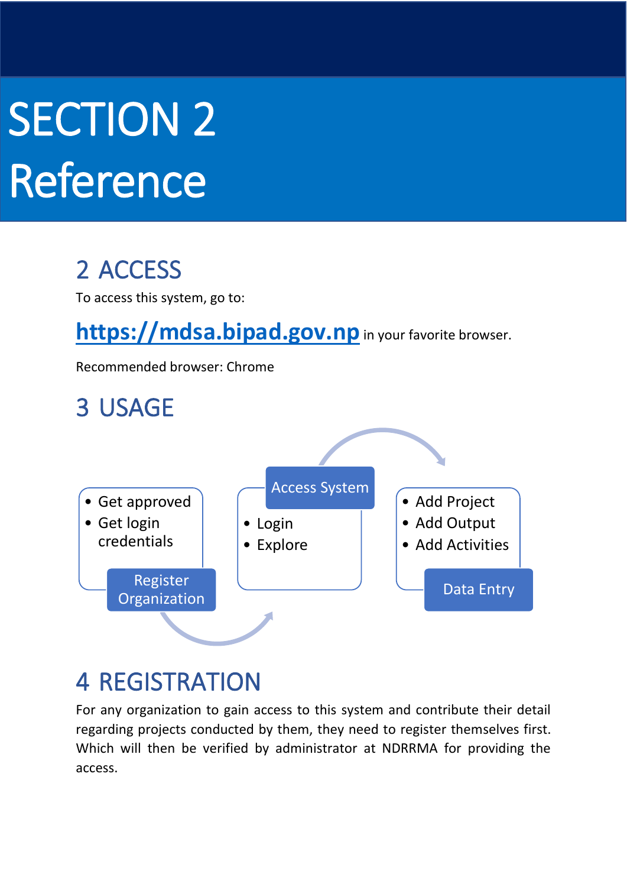# SECTION 2
# Reference

## 2 ACCESS

To access this system, go to:

**https://mdsa.bipad.gov.np** in your favorite browser.

Recommended browser: Chrome

## 3 USAGE

**Register Organization**
- Get approved
- Get login credentials

**Access System**
- Login
- Explore

**Data Entry**
- Add Project
- Add Output
- Add Activities

## 4 REGISTRATION

For any organization to gain access to this system and contribute their detail regarding projects conducted by them, they need to register themselves first. Which will then be verified by administrator at NDRRMA for providing the access.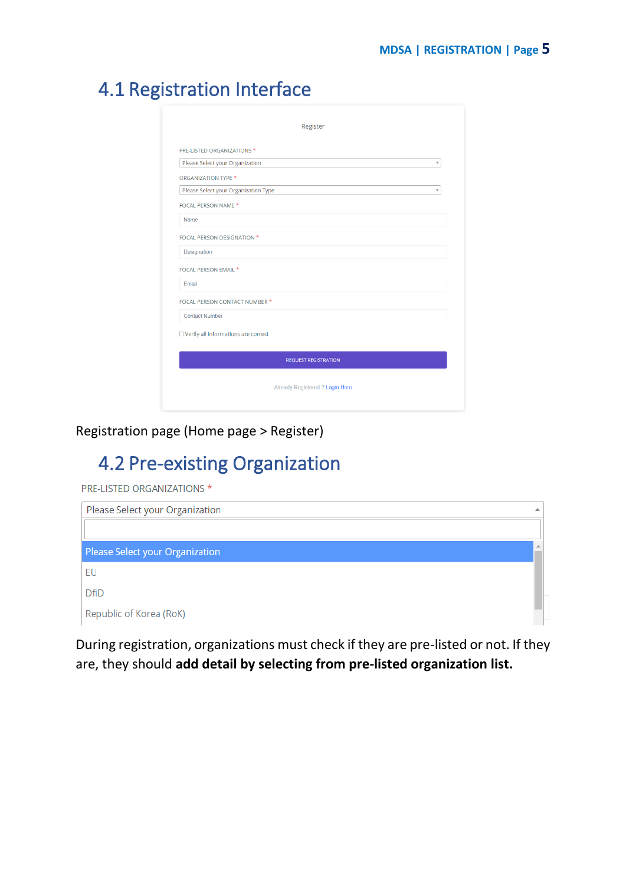## 4.1 Registration Interface

Register

PRE-LISTED ORGANIZATIONS *

Please Select your Organization

ORGANIZATION TYPE *

Please Select your Organization Type

FOCAL PERSON NAME *

Name

FOCAL PERSON DESIGNATION *

Designation

FOCAL PERSON EMAIL *

Email

FOCAL PERSON CONTACT NUMBER *

Contact Number

☐ Verify all informations are correct

REQUEST REGISTRATION

Already Registered ? Login Here

Registration page (Home page > Register)

## 4.2 Pre-existing Organization

PRE-LISTED ORGANIZATIONS *

Please Select your Organization

Please Select your Organization

EU

DfID

Republic of Korea (RoK)

During registration, organizations must check if they are pre-listed or not. If they are, they should **add detail by selecting from pre-listed organization list.**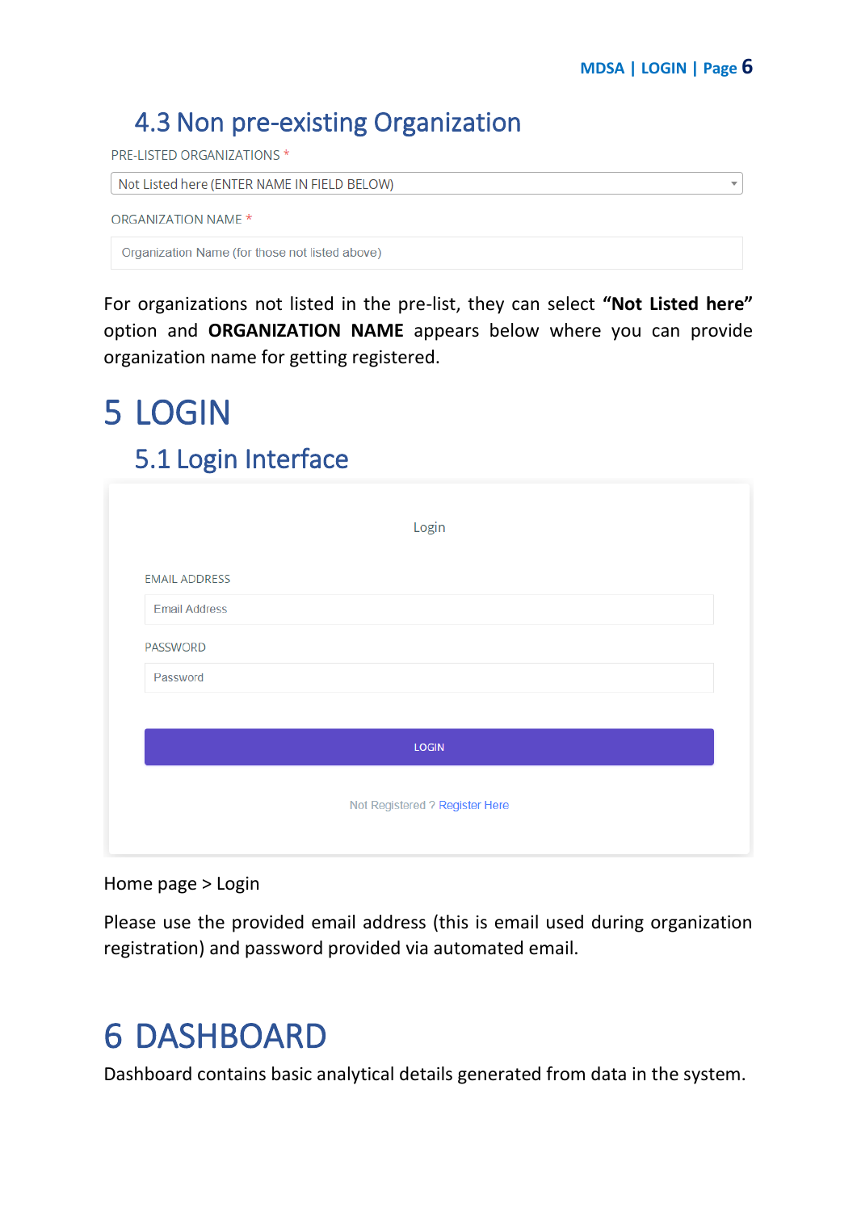## 4.3 Non pre-existing Organization

PRE-LISTED ORGANIZATIONS *

Not Listed here (ENTER NAME IN FIELD BELOW)

ORGANIZATION NAME *

Organization Name (for those not listed above)

For organizations not listed in the pre-list, they can select **"Not Listed here"** option and **ORGANIZATION NAME** appears below where you can provide organization name for getting registered.

# 5 LOGIN

## 5.1 Login Interface

Login

EMAIL ADDRESS

Email Address

PASSWORD

Password

LOGIN

Not Registered ? Register Here

Home page > Login

Please use the provided email address (this is email used during organization registration) and password provided via automated email.

# 6 DASHBOARD

Dashboard contains basic analytical details generated from data in the system.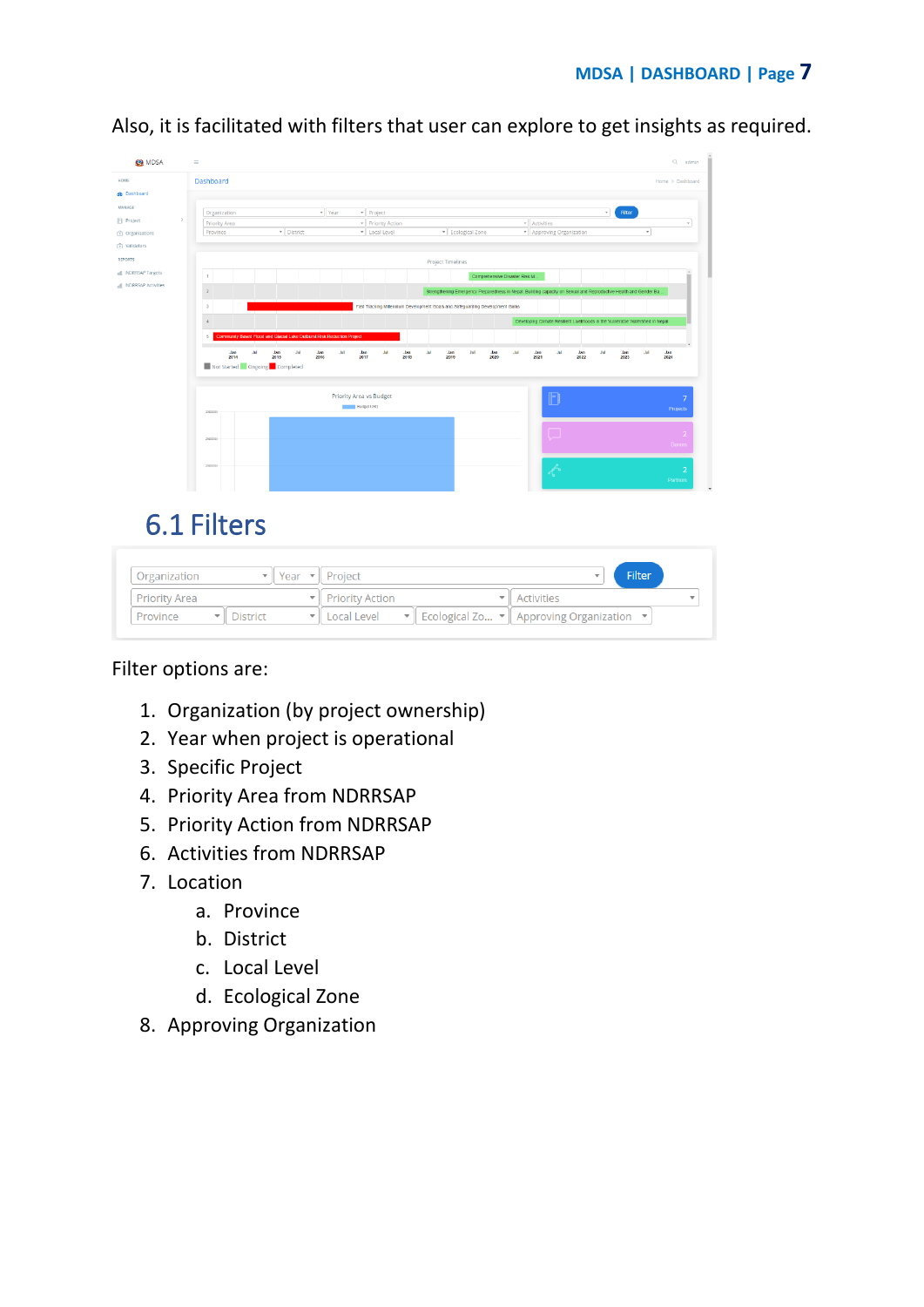Also, it is facilitated with filters that user can explore to get insights as required.

## 6.1 Filters

Filter options are:

1. Organization (by project ownership)
2. Year when project is operational
3. Specific Project
4. Priority Area from NDRRSAP
5. Priority Action from NDRRSAP
6. Activities from NDRRSAP
7. Location
   a. Province
   b. District
   c. Local Level
   d. Ecological Zone
8. Approving Organization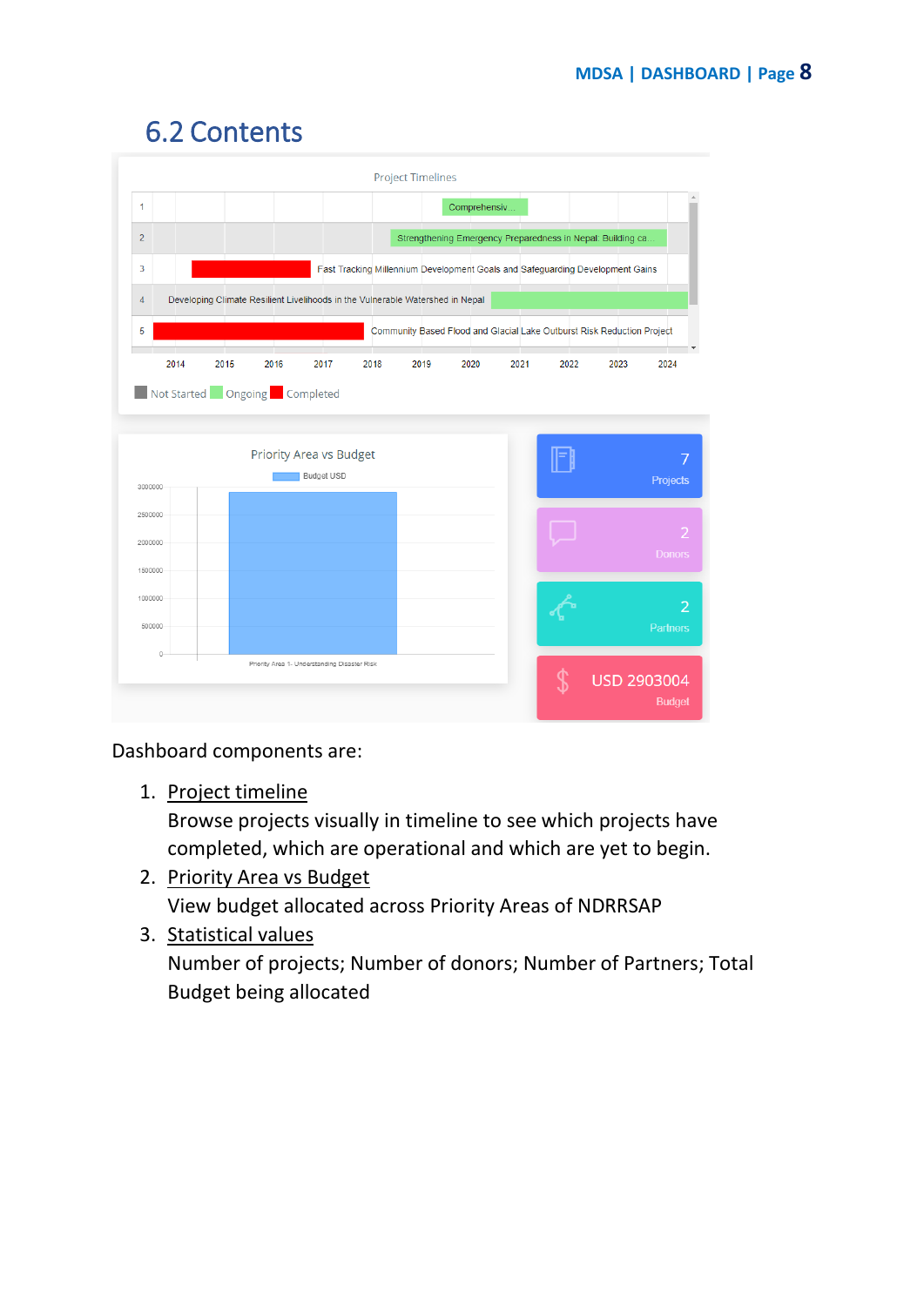## 6.2 Contents

Project Timelines

| | |
|---|---|
| 1 | Comprehensiv... |
| 2 | Strengthening Emergency Preparedness in Nepal: Building ca... |
| 3 | Fast Tracking Millennium Development Goals and Safeguarding Development Gains |
| 4 | Developing Climate Resilient Livelihoods in the Vulnerable Watershed in Nepal |
| 5 | Community Based Flood and Glacial Lake Outburst Risk Reduction Project |

2014 2015 2016 2017 2018 2019 2020 2021 2022 2023 2024

Not Started   Ongoing   Completed

Priority Area vs Budget

Budget USD

Priority Area 1- Understanding Disaster Risk

7 Projects

2 Donors

2 Partners

USD 2903004 Budget

Dashboard components are:

1. Project timeline
   Browse projects visually in timeline to see which projects have completed, which are operational and which are yet to begin.
2. Priority Area vs Budget
   View budget allocated across Priority Areas of NDRRSAP
3. Statistical values
   Number of projects; Number of donors; Number of Partners; Total Budget being allocated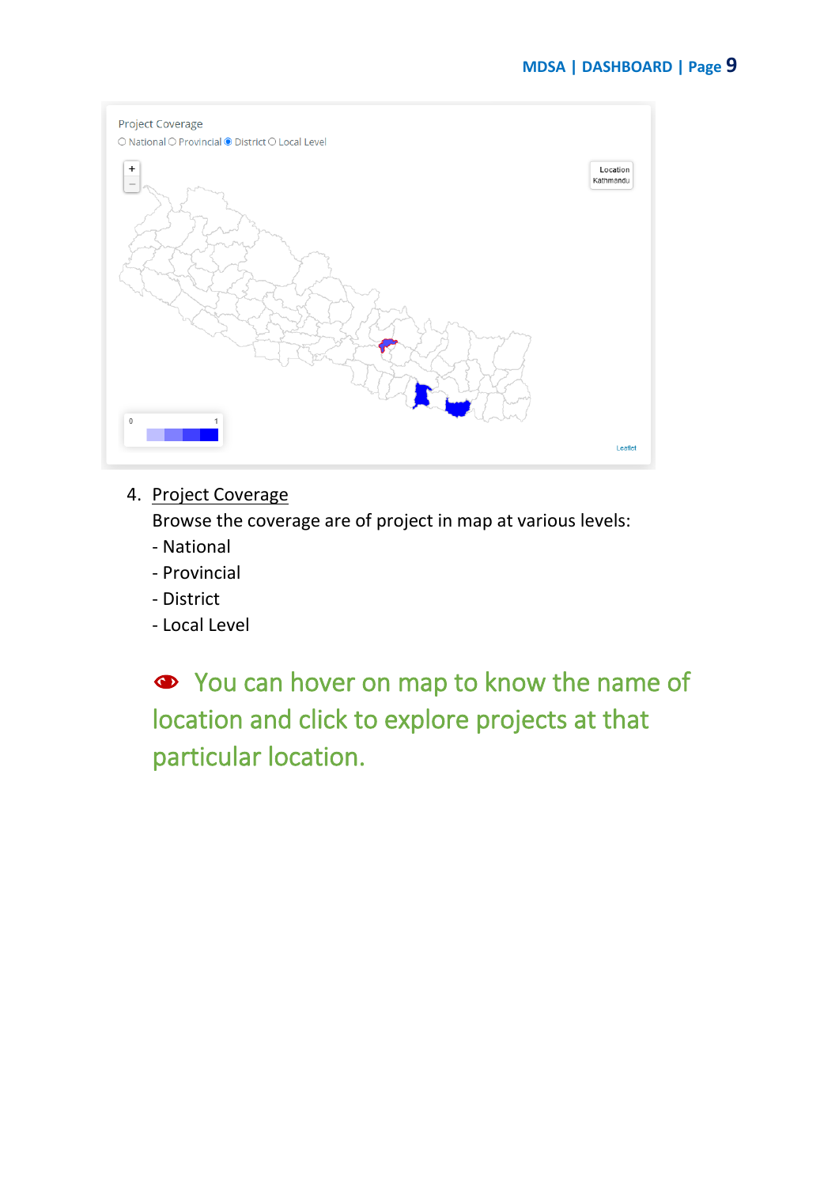4. Project Coverage

   Browse the coverage are of project in map at various levels:

   - National
   - Provincial
   - District
   - Local Level

You can hover on map to know the name of location and click to explore projects at that particular location.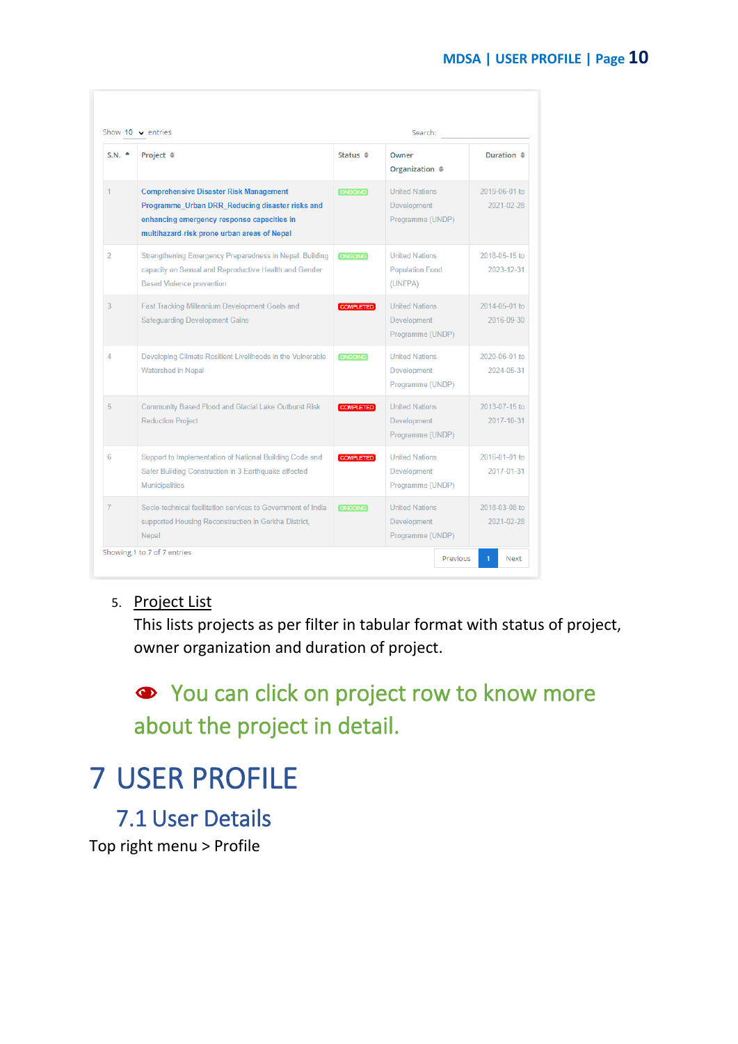Show 10 entries Search:

| S.N. | Project | Status | Owner Organization | Duration |
|---|---|---|---|---|
| 1 | Comprehensive Disaster Risk Management Programme_Urban DRR_Reducing disaster risks and enhancing emergency response capacities in multihazard-risk prone urban areas of Nepal | ONGOING | United Nations Development Programme (UNDP) | 2019-06-01 to 2021-02-28 |
| 2 | Strengthening Emergency Preparedness in Nepal: Building capacity on Sexual and Reproductive Health and Gender Based Violence prevention | ONGOING | United Nations Population Fund (UNFPA) | 2018-05-15 to 2023-12-31 |
| 3 | Fast Tracking Millennium Development Goals and Safeguarding Development Gains | COMPLETED | United Nations Development Programme (UNDP) | 2014-05-01 to 2016-09-30 |
| 4 | Developing Climate Resilient Livelihoods in the Vulnerable Watershed in Nepal | ONGOING | United Nations Development Programme (UNDP) | 2020-06-01 to 2024-05-31 |
| 5 | Community Based Flood and Glacial Lake Outburst Risk Reduction Project | COMPLETED | United Nations Development Programme (UNDP) | 2013-07-15 to 2017-10-31 |
| 6 | Support to Implementation of National Building Code and Safer Building Construction in 3 Earthquake affected Municipalities | COMPLETED | United Nations Development Programme (UNDP) | 2016-01-01 to 2017-01-31 |
| 7 | Socio-technical facilitation services to Government of India supported Housing Reconstruction in Gorkha District, Nepal | ONGOING | United Nations Development Programme (UNDP) | 2018-03-08 to 2021-02-28 |

Showing 1 to 7 of 7 entries

Previous 1 Next

5. Project List

   This lists projects as per filter in tabular format with status of project, owner organization and duration of project.

   You can click on project row to know more about the project in detail.

# 7 USER PROFILE

## 7.1 User Details

Top right menu > Profile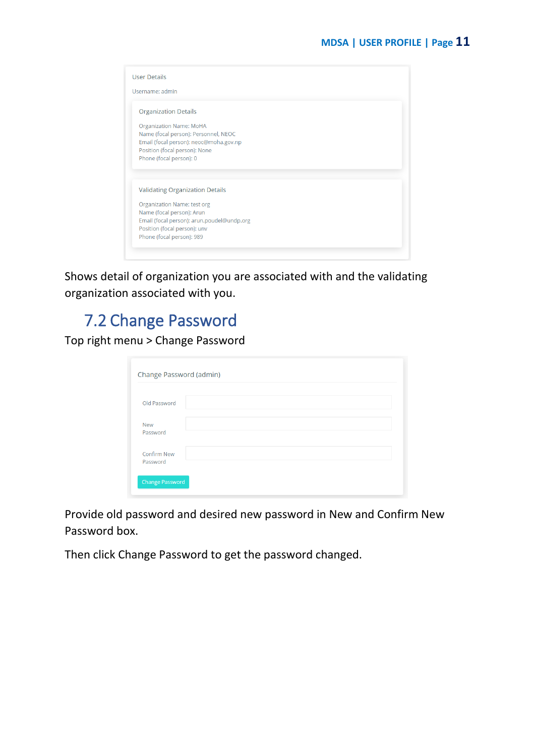Shows detail of organization you are associated with and the validating organization associated with you.

## 7.2 Change Password

Top right menu > Change Password

Provide old password and desired new password in New and Confirm New Password box.

Then click Change Password to get the password changed.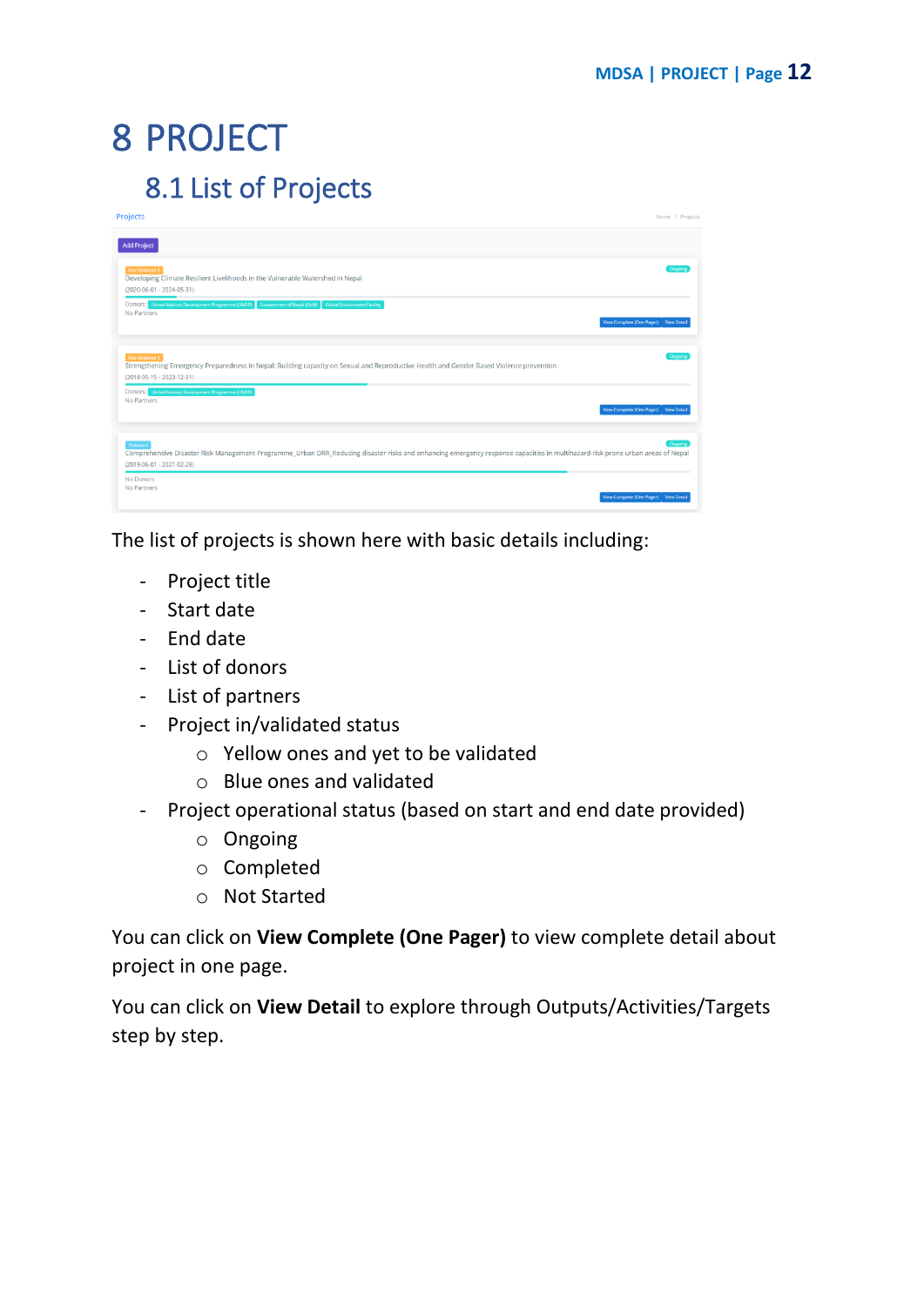# 8 PROJECT

## 8.1 List of Projects

The list of projects is shown here with basic details including:

- Project title
- Start date
- End date
- List of donors
- List of partners
- Project in/validated status
    - Yellow ones and yet to be validated
    - Blue ones and validated
- Project operational status (based on start and end date provided)
    - Ongoing
    - Completed
    - Not Started

You can click on **View Complete (One Pager)** to view complete detail about project in one page.

You can click on **View Detail** to explore through Outputs/Activities/Targets step by step.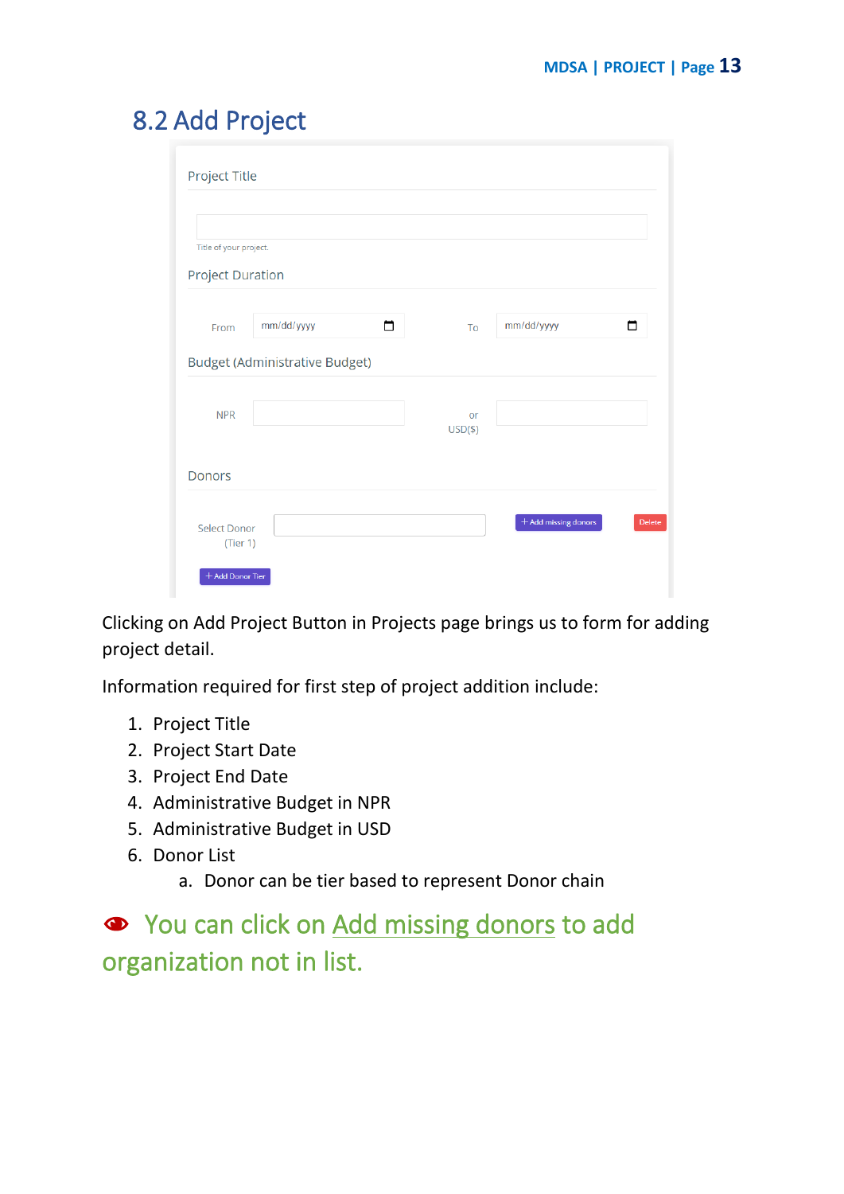## 8.2 Add Project

Project Title

Title of your project.

Project Duration

From mm/dd/yyyy To mm/dd/yyyy

Budget (Administrative Budget)

NPR or USD($)

Donors

Select Donor (Tier 1) + Add missing donors Delete

+ Add Donor Tier

Clicking on Add Project Button in Projects page brings us to form for adding project detail.

Information required for first step of project addition include:

1. Project Title
2. Project Start Date
3. Project End Date
4. Administrative Budget in NPR
5. Administrative Budget in USD
6. Donor List
   a. Donor can be tier based to represent Donor chain

You can click on Add missing donors to add organization not in list.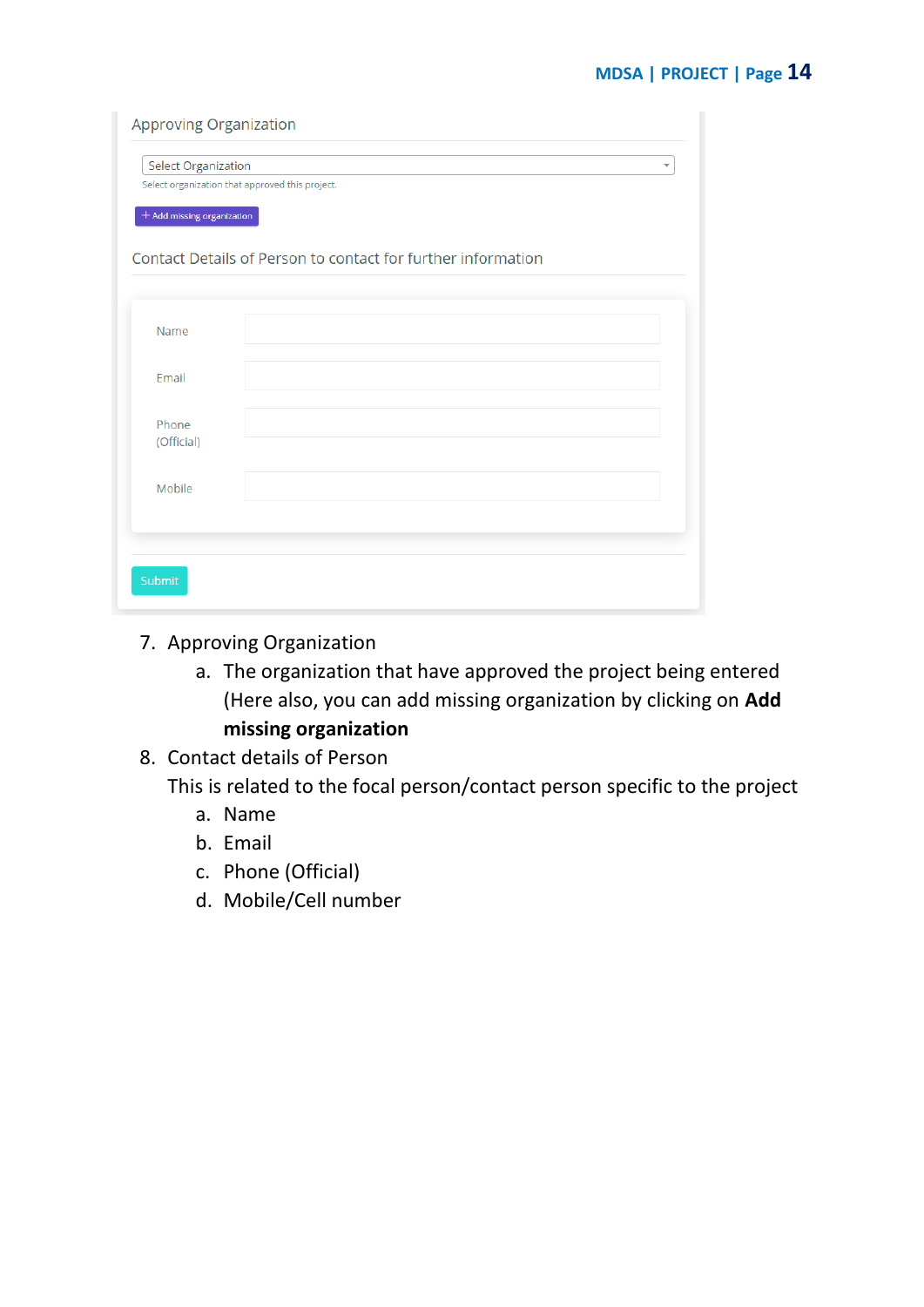7. Approving Organization
    a. The organization that have approved the project being entered (Here also, you can add missing organization by clicking on **Add missing organization**
8. Contact details of Person

   This is related to the focal person/contact person specific to the project
    a. Name
    b. Email
    c. Phone (Official)
    d. Mobile/Cell number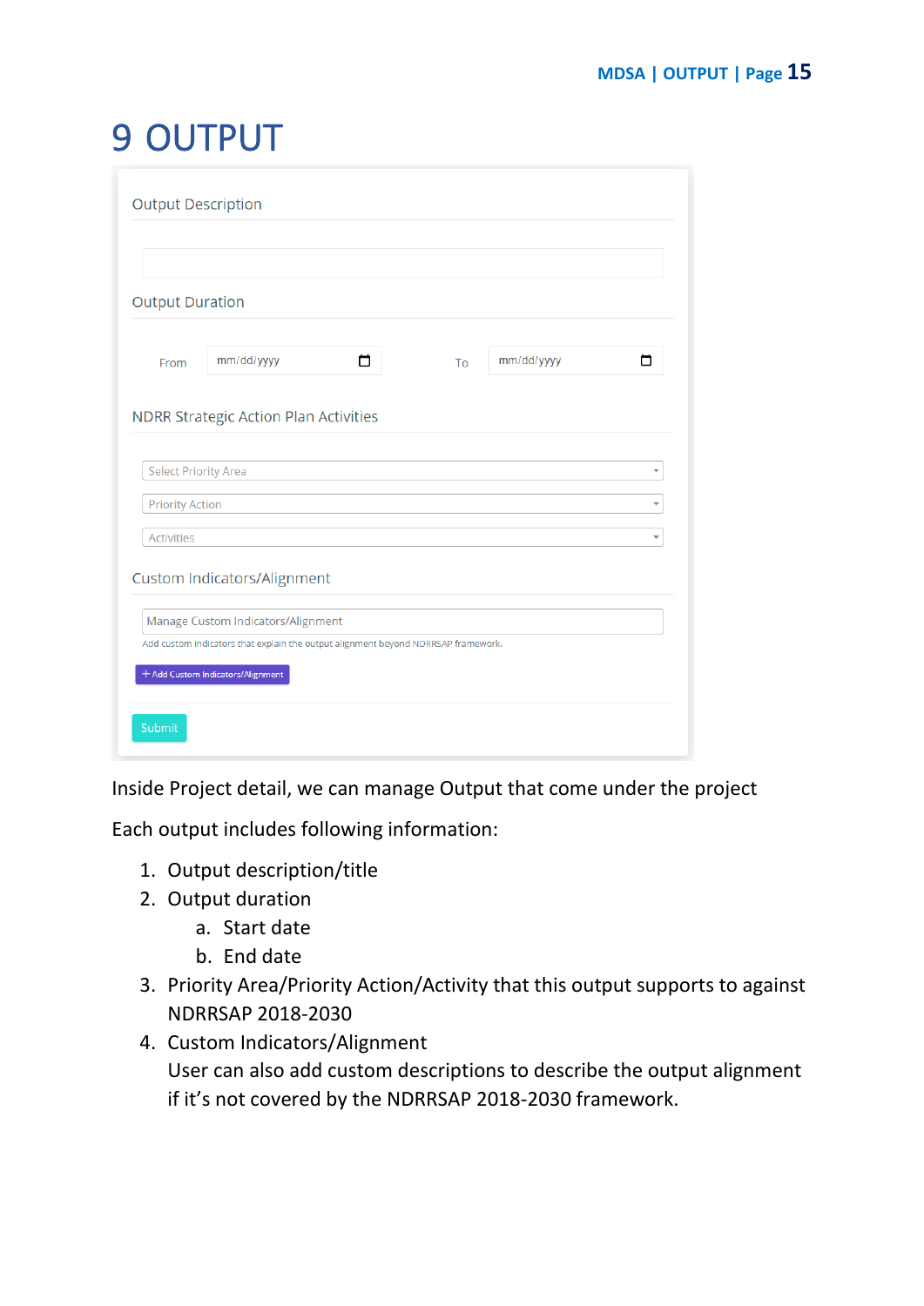# 9 OUTPUT

Output Description

Output Duration

From mm/dd/yyyy To mm/dd/yyyy

NDRR Strategic Action Plan Activities

Select Priority Area

Priority Action

Activities

Custom Indicators/Alignment

Manage Custom Indicators/Alignment

Add custom indicators that explain the output alignment beyond NDRRSAP framework.

+ Add Custom Indicators/Alignment

Submit

Inside Project detail, we can manage Output that come under the project

Each output includes following information:

1. Output description/title
2. Output duration
    a. Start date
    b. End date
3. Priority Area/Priority Action/Activity that this output supports to against NDRRSAP 2018-2030
4. Custom Indicators/Alignment
   User can also add custom descriptions to describe the output alignment if it's not covered by the NDRRSAP 2018-2030 framework.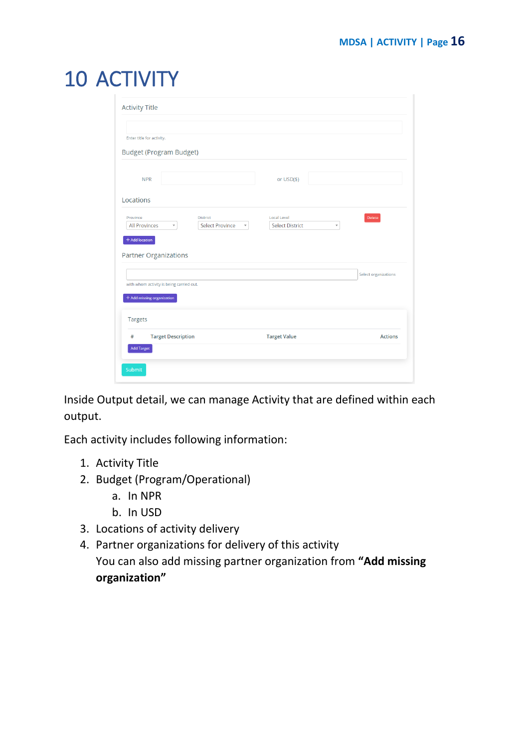# 10 ACTIVITY

Inside Output detail, we can manage Activity that are defined within each output.

Each activity includes following information:

1. Activity Title
2. Budget (Program/Operational)
   a. In NPR
   b. In USD
3. Locations of activity delivery
4. Partner organizations for delivery of this activity
   You can also add missing partner organization from **“Add missing organization”**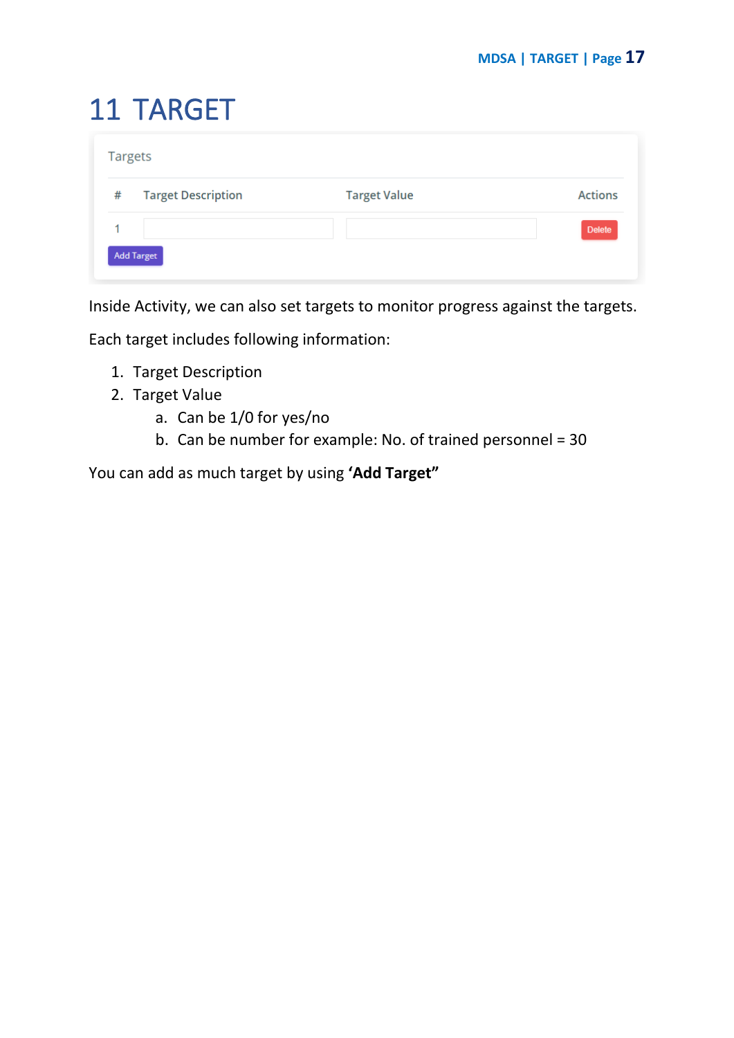# 11 TARGET

Targets

| # | Target Description | Target Value | Actions |
|---|---|---|---|
| 1 | | | Delete |

Add Target

Inside Activity, we can also set targets to monitor progress against the targets.

Each target includes following information:

1. Target Description
2. Target Value
   a. Can be 1/0 for yes/no
   b. Can be number for example: No. of trained personnel = 30

You can add as much target by using **'Add Target"**